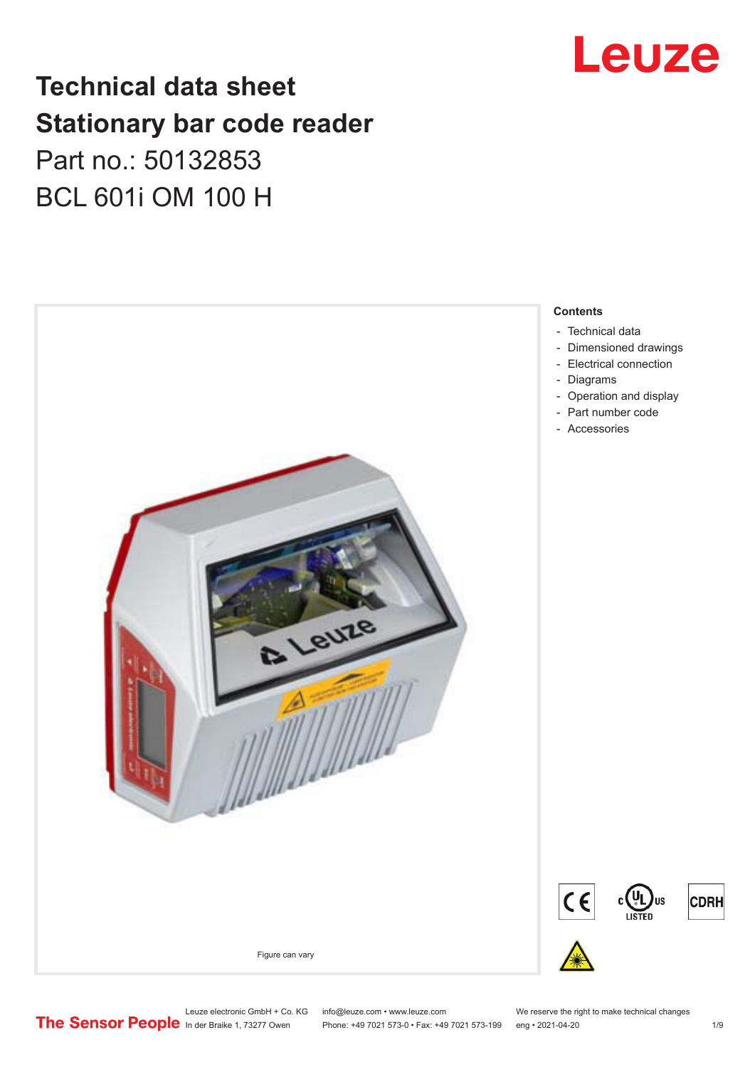# Technical data sheet
# Stationary bar code reader

Part no.: 50132853

BCL 601i OM 100 H

Figure can vary

**Contents**

- Technical data
- Dimensioned drawings
- Electrical connection
- Diagrams
- Operation and display
- Part number code
- Accessories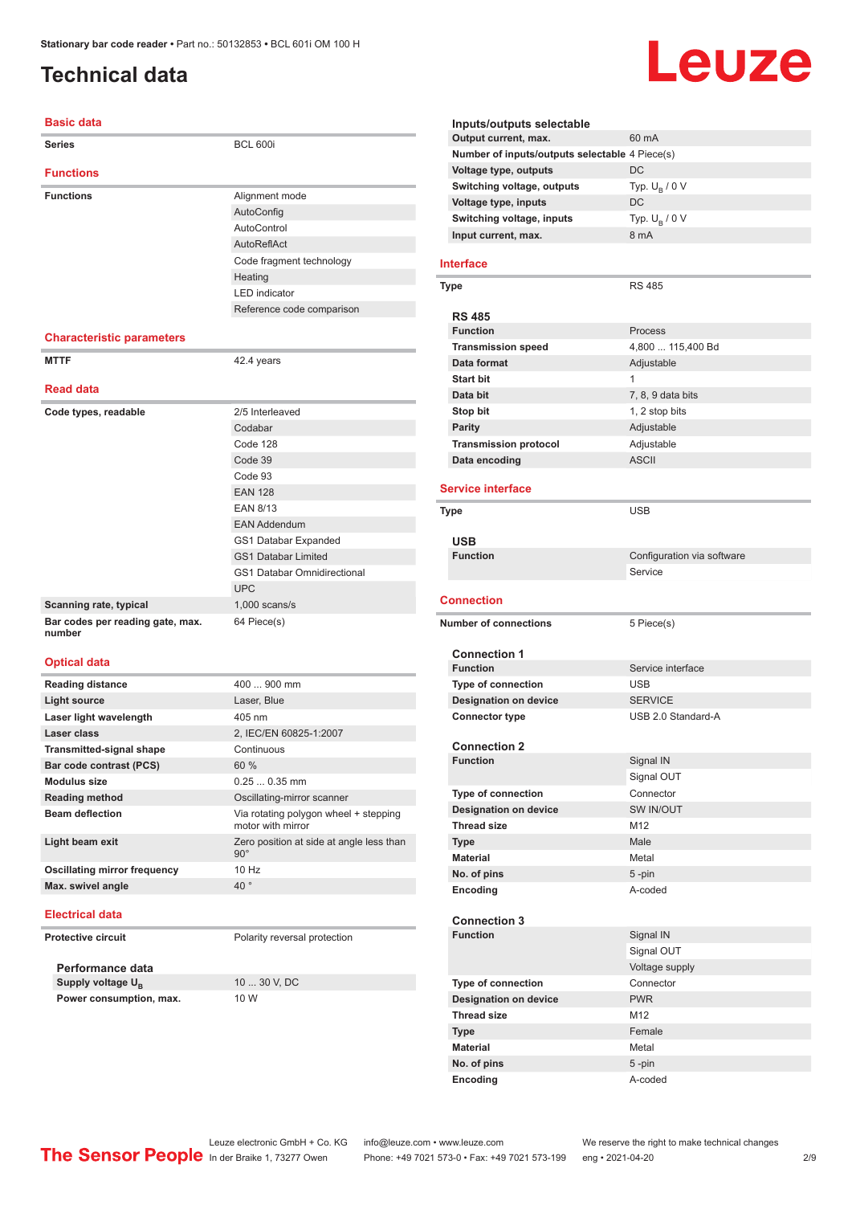# Technical data

## Basic data

| | |
|---|---|
| **Series** | BCL 600i |

## Functions

| | |
|---|---|
| **Functions** | Alignment mode |
| | AutoConfig |
| | AutoControl |
| | AutoReflAct |
| | Code fragment technology |
| | Heating |
| | LED indicator |
| | Reference code comparison |

## Characteristic parameters

| | |
|---|---|
| **MTTF** | 42.4 years |

## Read data

| | |
|---|---|
| **Code types, readable** | 2/5 Interleaved |
| | Codabar |
| | Code 128 |
| | Code 39 |
| | Code 93 |
| | EAN 128 |
| | EAN 8/13 |
| | EAN Addendum |
| | GS1 Databar Expanded |
| | GS1 Databar Limited |
| | GS1 Databar Omnidirectional |
| | UPC |
| **Scanning rate, typical** | 1,000 scans/s |
| **Bar codes per reading gate, max. number** | 64 Piece(s) |

## Optical data

| | |
|---|---|
| **Reading distance** | 400 ... 900 mm |
| **Light source** | Laser, Blue |
| **Laser light wavelength** | 405 nm |
| **Laser class** | 2, IEC/EN 60825-1:2007 |
| **Transmitted-signal shape** | Continuous |
| **Bar code contrast (PCS)** | 60 % |
| **Modulus size** | 0.25 ... 0.35 mm |
| **Reading method** | Oscillating-mirror scanner |
| **Beam deflection** | Via rotating polygon wheel + stepping motor with mirror |
| **Light beam exit** | Zero position at side at angle less than 90° |
| **Oscillating mirror frequency** | 10 Hz |
| **Max. swivel angle** | 40 ° |

## Electrical data

| | |
|---|---|
| **Protective circuit** | Polarity reversal protection |

### Performance data

| | |
|---|---|
| **Supply voltage $U_B$** | 10 ... 30 V, DC |
| **Power consumption, max.** | 10 W |

### Inputs/outputs selectable

| | |
|---|---|
| **Output current, max.** | 60 mA |
| **Number of inputs/outputs selectable** | 4 Piece(s) |
| **Voltage type, outputs** | DC |
| **Switching voltage, outputs** | Typ. $U_B$ / 0 V |
| **Voltage type, inputs** | DC |
| **Switching voltage, inputs** | Typ. $U_B$ / 0 V |
| **Input current, max.** | 8 mA |

## Interface

| | |
|---|---|
| **Type** | RS 485 |

### RS 485

| | |
|---|---|
| **Function** | Process |
| **Transmission speed** | 4,800 ... 115,400 Bd |
| **Data format** | Adjustable |
| **Start bit** | 1 |
| **Data bit** | 7, 8, 9 data bits |
| **Stop bit** | 1, 2 stop bits |
| **Parity** | Adjustable |
| **Transmission protocol** | Adjustable |
| **Data encoding** | ASCII |

## Service interface

| | |
|---|---|
| **Type** | USB |

### USB

| | |
|---|---|
| **Function** | Configuration via software |
| | Service |

## Connection

| | |
|---|---|
| **Number of connections** | 5 Piece(s) |

### Connection 1

| | |
|---|---|
| **Function** | Service interface |
| **Type of connection** | USB |
| **Designation on device** | SERVICE |
| **Connector type** | USB 2.0 Standard-A |

### Connection 2

| | |
|---|---|
| **Function** | Signal IN |
| | Signal OUT |
| **Type of connection** | Connector |
| **Designation on device** | SW IN/OUT |
| **Thread size** | M12 |
| **Type** | Male |
| **Material** | Metal |
| **No. of pins** | 5 -pin |
| **Encoding** | A-coded |

### Connection 3

| | |
|---|---|
| **Function** | Signal IN |
| | Signal OUT |
| | Voltage supply |
| **Type of connection** | Connector |
| **Designation on device** | PWR |
| **Thread size** | M12 |
| **Type** | Female |
| **Material** | Metal |
| **No. of pins** | 5 -pin |
| **Encoding** | A-coded |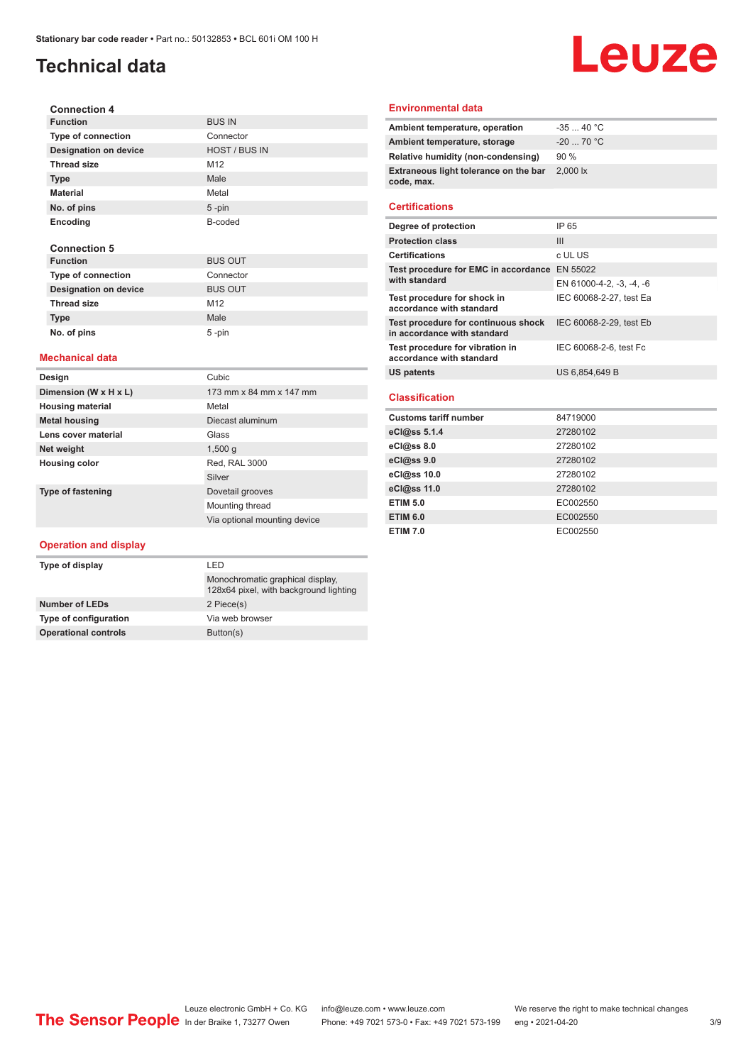# Technical data

### Connection 4

| | |
|---|---|
| **Function** | BUS IN |
| **Type of connection** | Connector |
| **Designation on device** | HOST / BUS IN |
| **Thread size** | M12 |
| **Type** | Male |
| **Material** | Metal |
| **No. of pins** | 5 -pin |
| **Encoding** | B-coded |

### Connection 5

| | |
|---|---|
| **Function** | BUS OUT |
| **Type of connection** | Connector |
| **Designation on device** | BUS OUT |
| **Thread size** | M12 |
| **Type** | Male |
| **No. of pins** | 5 -pin |

## Mechanical data

| | |
|---|---|
| **Design** | Cubic |
| **Dimension (W x H x L)** | 173 mm x 84 mm x 147 mm |
| **Housing material** | Metal |
| **Metal housing** | Diecast aluminum |
| **Lens cover material** | Glass |
| **Net weight** | 1,500 g |
| **Housing color** | Red, RAL 3000 |
| | Silver |
| **Type of fastening** | Dovetail grooves |
| | Mounting thread |
| | Via optional mounting device |

## Operation and display

| | |
|---|---|
| **Type of display** | LED |
| | Monochromatic graphical display, 128x64 pixel, with background lighting |
| **Number of LEDs** | 2 Piece(s) |
| **Type of configuration** | Via web browser |
| **Operational controls** | Button(s) |

## Environmental data

| | |
|---|---|
| **Ambient temperature, operation** | -35 ... 40 °C |
| **Ambient temperature, storage** | -20 ... 70 °C |
| **Relative humidity (non-condensing)** | 90 % |
| **Extraneous light tolerance on the bar code, max.** | 2,000 lx |

## Certifications

| | |
|---|---|
| **Degree of protection** | IP 65 |
| **Protection class** | III |
| **Certifications** | c UL US |
| **Test procedure for EMC in accordance with standard** | EN 55022 |
| | EN 61000-4-2, -3, -4, -6 |
| **Test procedure for shock in accordance with standard** | IEC 60068-2-27, test Ea |
| **Test procedure for continuous shock in accordance with standard** | IEC 60068-2-29, test Eb |
| **Test procedure for vibration in accordance with standard** | IEC 60068-2-6, test Fc |
| **US patents** | US 6,854,649 B |

## Classification

| | |
|---|---|
| **Customs tariff number** | 84719000 |
| **eCl@ss 5.1.4** | 27280102 |
| **eCl@ss 8.0** | 27280102 |
| **eCl@ss 9.0** | 27280102 |
| **eCl@ss 10.0** | 27280102 |
| **eCl@ss 11.0** | 27280102 |
| **ETIM 5.0** | EC002550 |
| **ETIM 6.0** | EC002550 |
| **ETIM 7.0** | EC002550 |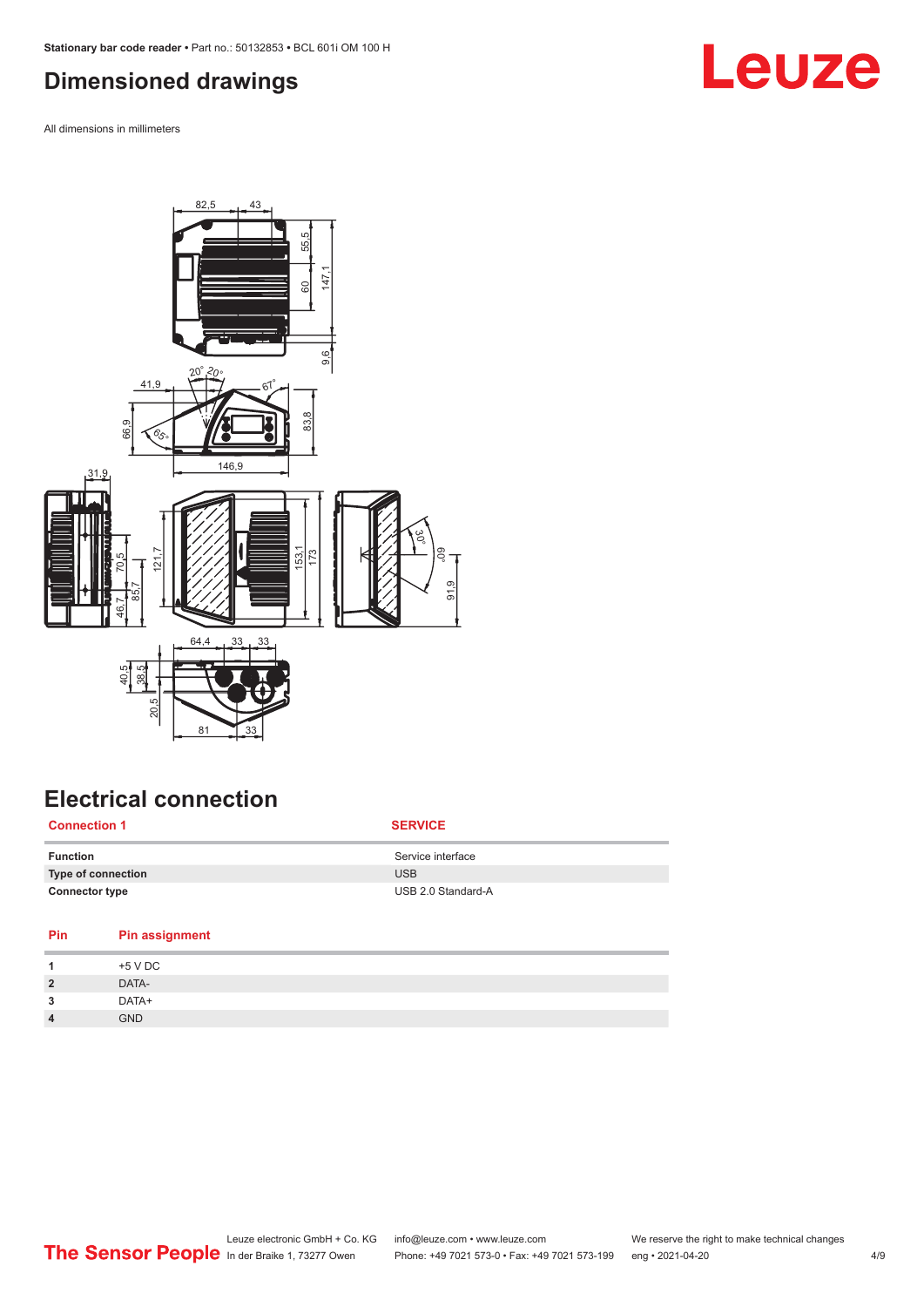## Dimensioned drawings

All dimensions in millimeters

## Electrical connection

| Connection 1 | SERVICE |
|---|---|
| Function | Service interface |
| Type of connection | USB |
| Connector type | USB 2.0 Standard-A |

| Pin | Pin assignment |
|---|---|
| 1 | +5 V DC |
| 2 | DATA- |
| 3 | DATA+ |
| 4 | GND |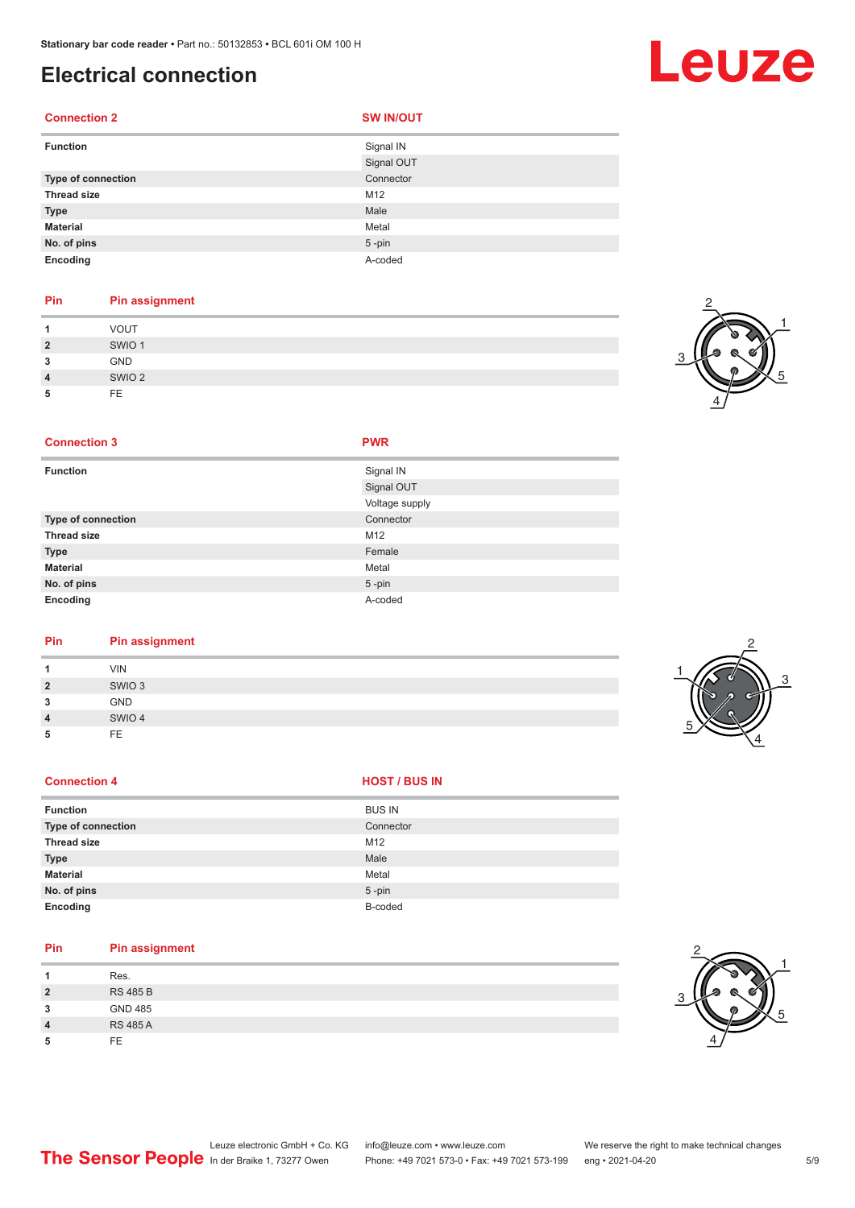# Electrical connection

| Connection 2 | SW IN/OUT |
|---|---|
| Function | Signal IN |
| | Signal OUT |
| Type of connection | Connector |
| Thread size | M12 |
| Type | Male |
| Material | Metal |
| No. of pins | 5 -pin |
| Encoding | A-coded |

| Pin | Pin assignment |
|---|---|
| 1 | VOUT |
| 2 | SWIO 1 |
| 3 | GND |
| 4 | SWIO 2 |
| 5 | FE |

| Connection 3 | PWR |
|---|---|
| Function | Signal IN |
| | Signal OUT |
| | Voltage supply |
| Type of connection | Connector |
| Thread size | M12 |
| Type | Female |
| Material | Metal |
| No. of pins | 5 -pin |
| Encoding | A-coded |

| Pin | Pin assignment |
|---|---|
| 1 | VIN |
| 2 | SWIO 3 |
| 3 | GND |
| 4 | SWIO 4 |
| 5 | FE |

| Connection 4 | HOST / BUS IN |
|---|---|
| Function | BUS IN |
| Type of connection | Connector |
| Thread size | M12 |
| Type | Male |
| Material | Metal |
| No. of pins | 5 -pin |
| Encoding | B-coded |

| Pin | Pin assignment |
|---|---|
| 1 | Res. |
| 2 | RS 485 B |
| 3 | GND 485 |
| 4 | RS 485 A |
| 5 | FE |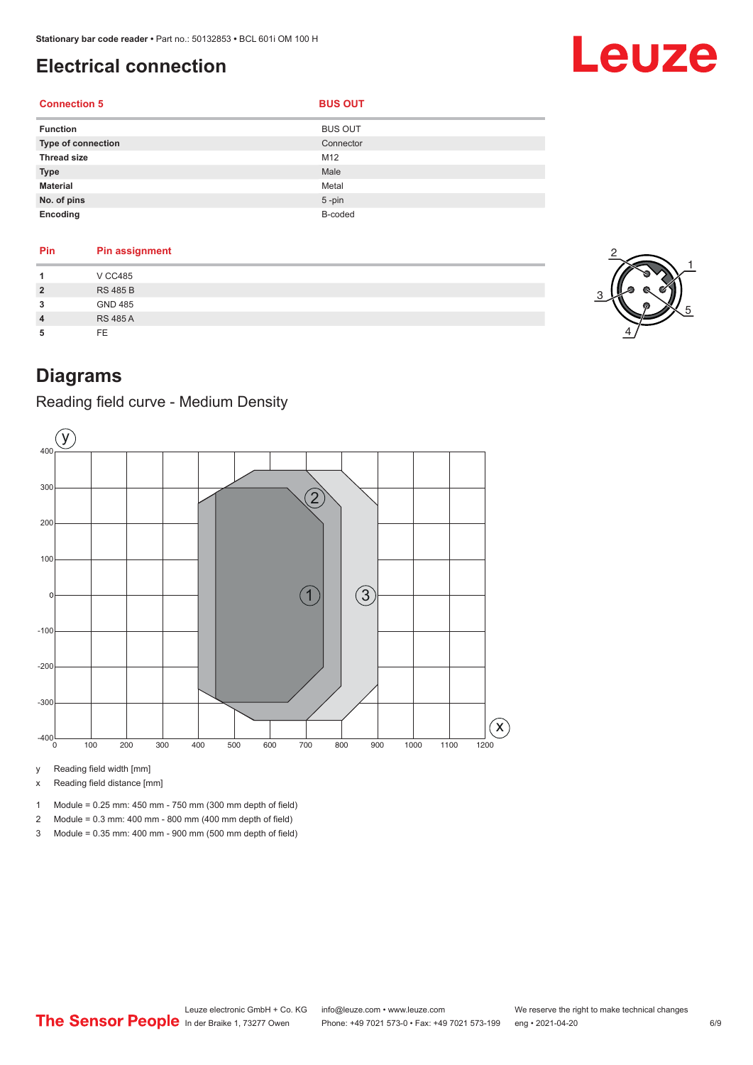# Electrical connection

| Connection 5 | BUS OUT |
| --- | --- |
| **Function** | BUS OUT |
| **Type of connection** | Connector |
| **Thread size** | M12 |
| **Type** | Male |
| **Material** | Metal |
| **No. of pins** | 5 -pin |
| **Encoding** | B-coded |

| Pin | Pin assignment |
| --- | --- |
| **1** | V CC485 |
| **2** | RS 485 B |
| **3** | GND 485 |
| **4** | RS 485 A |
| **5** | FE |

# Diagrams

## Reading field curve - Medium Density

y Reading field width [mm]

x Reading field distance [mm]

1 Module = 0.25 mm: 450 mm - 750 mm (300 mm depth of field)

2 Module = 0.3 mm: 400 mm - 800 mm (400 mm depth of field)

3 Module = 0.35 mm: 400 mm - 900 mm (500 mm depth of field)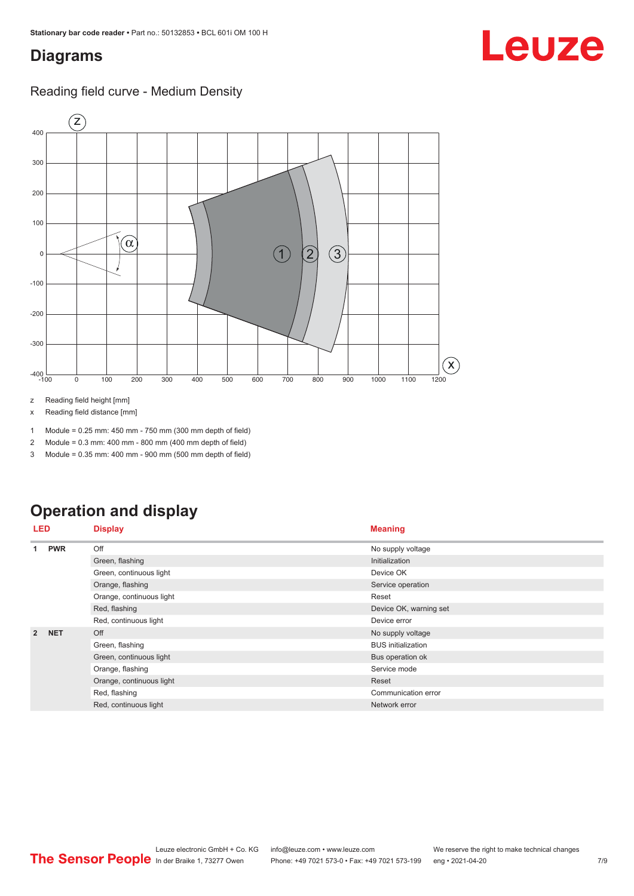## Diagrams

### Reading field curve - Medium Density

z  Reading field height [mm]

x  Reading field distance [mm]

1  Module = 0.25 mm: 450 mm - 750 mm (300 mm depth of field)

2  Module = 0.3 mm: 400 mm - 800 mm (400 mm depth of field)

3  Module = 0.35 mm: 400 mm - 900 mm (500 mm depth of field)

## Operation and display

| LED | | Display | Meaning |
|---|---|---|---|
| 1 | PWR | Off | No supply voltage |
| | | Green, flashing | Initialization |
| | | Green, continuous light | Device OK |
| | | Orange, flashing | Service operation |
| | | Orange, continuous light | Reset |
| | | Red, flashing | Device OK, warning set |
| | | Red, continuous light | Device error |
| 2 | NET | Off | No supply voltage |
| | | Green, flashing | BUS initialization |
| | | Green, continuous light | Bus operation ok |
| | | Orange, flashing | Service mode |
| | | Orange, continuous light | Reset |
| | | Red, flashing | Communication error |
| | | Red, continuous light | Network error |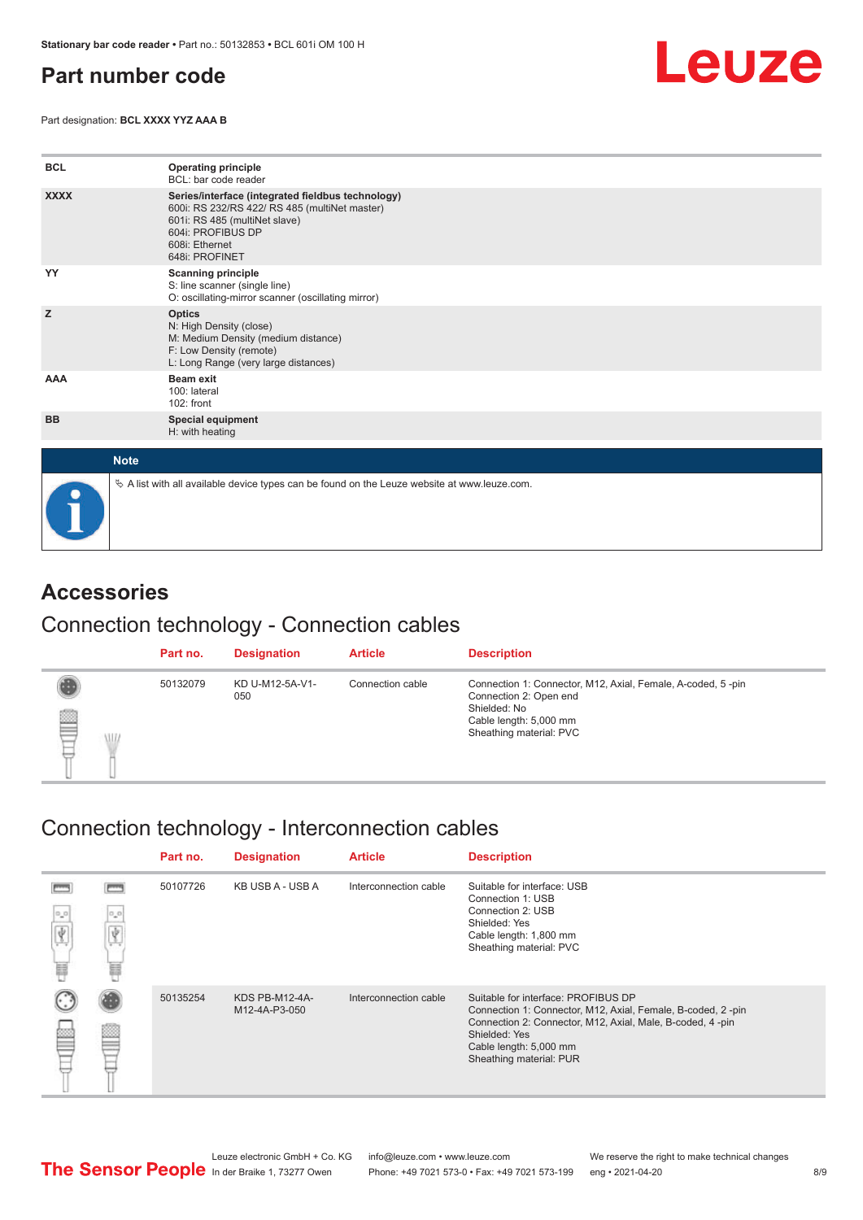# Part number code

Part designation: **BCL XXXX YYZ AAA B**

| | |
|---|---|
| **BCL** | **Operating principle**<br>BCL: bar code reader |
| **XXXX** | **Series/interface (integrated fieldbus technology)**<br>600i: RS 232/RS 422/ RS 485 (multiNet master)<br>601i: RS 485 (multiNet slave)<br>604i: PROFIBUS DP<br>608i: Ethernet<br>648i: PROFINET |
| **YY** | **Scanning principle**<br>S: line scanner (single line)<br>O: oscillating-mirror scanner (oscillating mirror) |
| **Z** | **Optics**<br>N: High Density (close)<br>M: Medium Density (medium distance)<br>F: Low Density (remote)<br>L: Long Range (very large distances) |
| **AAA** | **Beam exit**<br>100: lateral<br>102: front |
| **BB** | **Special equipment**<br>H: with heating |

**Note**

↳ A list with all available device types can be found on the Leuze website at www.leuze.com.

# Accessories

## Connection technology - Connection cables

| Part no. | Designation | Article | Description |
|---|---|---|---|
| 50132079 | KD U-M12-5A-V1-050 | Connection cable | Connection 1: Connector, M12, Axial, Female, A-coded, 5 -pin<br>Connection 2: Open end<br>Shielded: No<br>Cable length: 5,000 mm<br>Sheathing material: PVC |

## Connection technology - Interconnection cables

| Part no. | Designation | Article | Description |
|---|---|---|---|
| 50107726 | KB USB A - USB A | Interconnection cable | Suitable for interface: USB<br>Connection 1: USB<br>Connection 2: USB<br>Shielded: Yes<br>Cable length: 1,800 mm<br>Sheathing material: PVC |
| 50135254 | KDS PB-M12-4A-M12-4A-P3-050 | Interconnection cable | Suitable for interface: PROFIBUS DP<br>Connection 1: Connector, M12, Axial, Female, B-coded, 2 -pin<br>Connection 2: Connector, M12, Axial, Male, B-coded, 4 -pin<br>Shielded: Yes<br>Cable length: 5,000 mm<br>Sheathing material: PUR |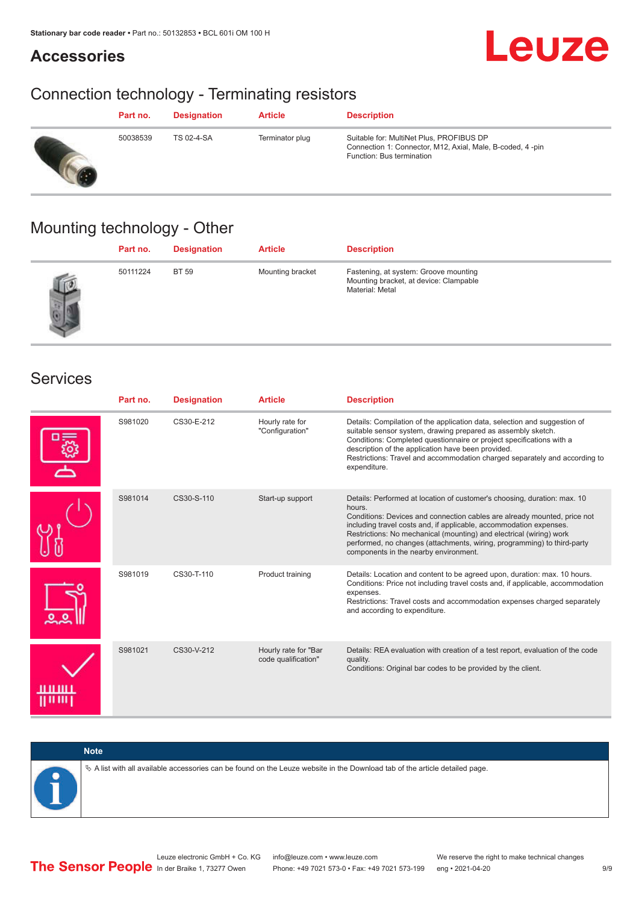# Accessories

## Connection technology - Terminating resistors

| Part no. | Designation | Article | Description |
|---|---|---|---|
| 50038539 | TS 02-4-SA | Terminator plug | Suitable for: MultiNet Plus, PROFIBUS DP<br>Connection 1: Connector, M12, Axial, Male, B-coded, 4 -pin<br>Function: Bus termination |

## Mounting technology - Other

| Part no. | Designation | Article | Description |
|---|---|---|---|
| 50111224 | BT 59 | Mounting bracket | Fastening, at system: Groove mounting<br>Mounting bracket, at device: Clampable<br>Material: Metal |

## Services

| Part no. | Designation | Article | Description |
|---|---|---|---|
| S981020 | CS30-E-212 | Hourly rate for "Configuration" | Details: Compilation of the application data, selection and suggestion of suitable sensor system, drawing prepared as assembly sketch.<br>Conditions: Completed questionnaire or project specifications with a description of the application have been provided.<br>Restrictions: Travel and accommodation charged separately and according to expenditure. |
| S981014 | CS30-S-110 | Start-up support | Details: Performed at location of customer's choosing, duration: max. 10 hours.<br>Conditions: Devices and connection cables are already mounted, price not including travel costs and, if applicable, accommodation expenses.<br>Restrictions: No mechanical (mounting) and electrical (wiring) work performed, no changes (attachments, wiring, programming) to third-party components in the nearby environment. |
| S981019 | CS30-T-110 | Product training | Details: Location and content to be agreed upon, duration: max. 10 hours.<br>Conditions: Price not including travel costs and, if applicable, accommodation expenses.<br>Restrictions: Travel costs and accommodation expenses charged separately and according to expenditure. |
| S981021 | CS30-V-212 | Hourly rate for "Bar code qualification" | Details: REA evaluation with creation of a test report, evaluation of the code quality.<br>Conditions: Original bar codes to be provided by the client. |

**Note**

↳ A list with all available accessories can be found on the Leuze website in the Download tab of the article detailed page.